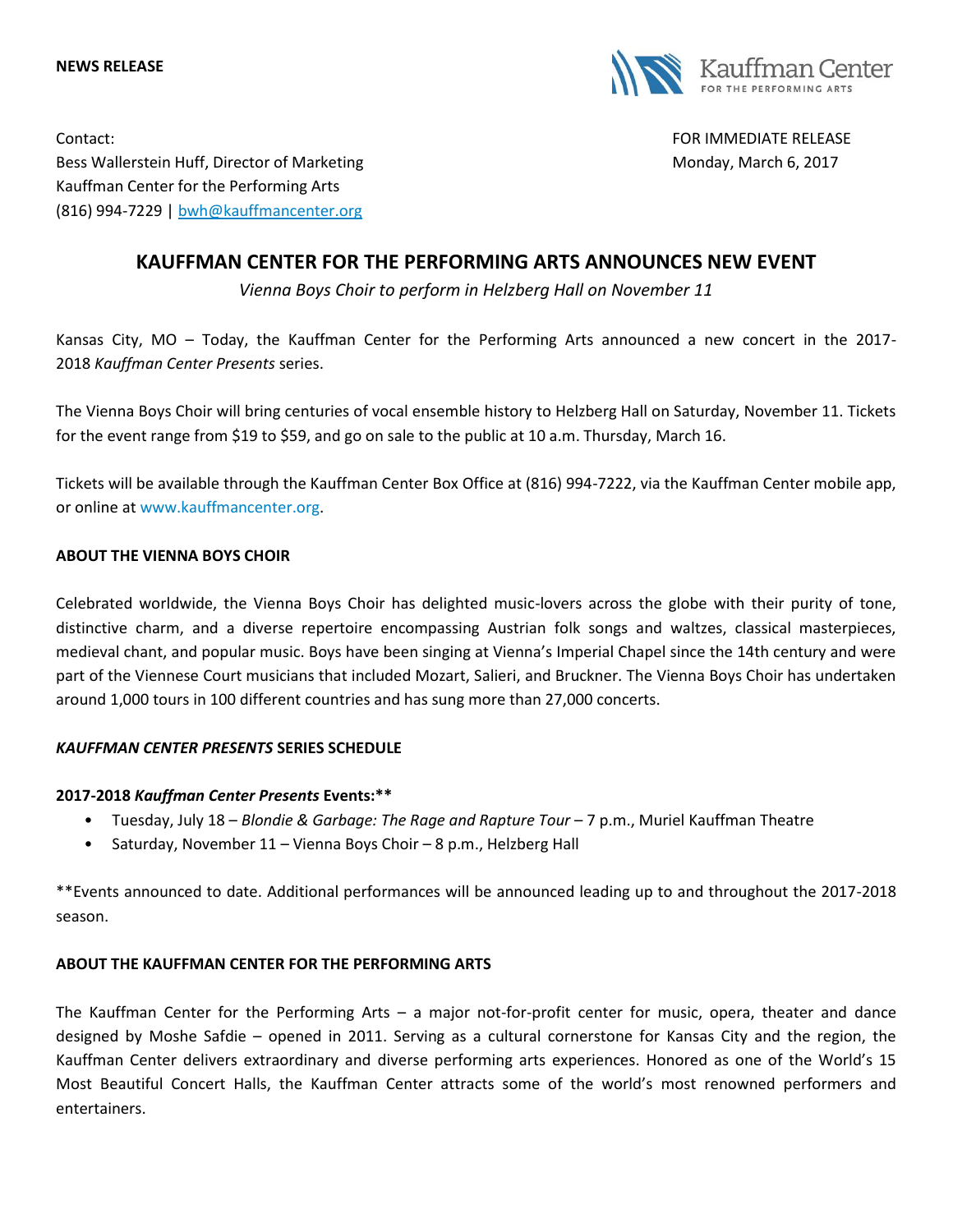**NEWS RELEASE**

Kauffman Center FOR THE PERFORMING ARTS

Contact:
Bess Wallerstein Huff, Director of Marketing
Kauffman Center for the Performing Arts
(816) 994-7229 | bwh@kauffmancenter.org

FOR IMMEDIATE RELEASE
Monday, March 6, 2017

# KAUFFMAN CENTER FOR THE PERFORMING ARTS ANNOUNCES NEW EVENT

*Vienna Boys Choir to perform in Helzberg Hall on November 11*

Kansas City, MO – Today, the Kauffman Center for the Performing Arts announced a new concert in the 2017-2018 *Kauffman Center Presents* series.

The Vienna Boys Choir will bring centuries of vocal ensemble history to Helzberg Hall on Saturday, November 11. Tickets for the event range from $19 to $59, and go on sale to the public at 10 a.m. Thursday, March 16.

Tickets will be available through the Kauffman Center Box Office at (816) 994-7222, via the Kauffman Center mobile app, or online at www.kauffmancenter.org.

**ABOUT THE VIENNA BOYS CHOIR**

Celebrated worldwide, the Vienna Boys Choir has delighted music-lovers across the globe with their purity of tone, distinctive charm, and a diverse repertoire encompassing Austrian folk songs and waltzes, classical masterpieces, medieval chant, and popular music. Boys have been singing at Vienna's Imperial Chapel since the 14th century and were part of the Viennese Court musicians that included Mozart, Salieri, and Bruckner. The Vienna Boys Choir has undertaken around 1,000 tours in 100 different countries and has sung more than 27,000 concerts.

***KAUFFMAN CENTER PRESENTS* SERIES SCHEDULE**

**2017-2018 *Kauffman Center Presents* Events:\*\***

- Tuesday, July 18 – *Blondie & Garbage: The Rage and Rapture Tour* – 7 p.m., Muriel Kauffman Theatre
- Saturday, November 11 – Vienna Boys Choir – 8 p.m., Helzberg Hall

\*\*Events announced to date. Additional performances will be announced leading up to and throughout the 2017-2018 season.

**ABOUT THE KAUFFMAN CENTER FOR THE PERFORMING ARTS**

The Kauffman Center for the Performing Arts – a major not-for-profit center for music, opera, theater and dance designed by Moshe Safdie – opened in 2011. Serving as a cultural cornerstone for Kansas City and the region, the Kauffman Center delivers extraordinary and diverse performing arts experiences. Honored as one of the World's 15 Most Beautiful Concert Halls, the Kauffman Center attracts some of the world's most renowned performers and entertainers.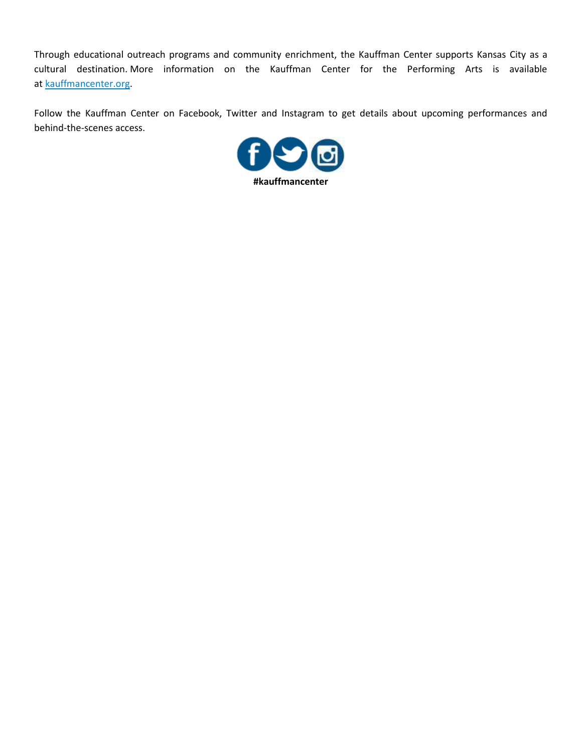Through educational outreach programs and community enrichment, the Kauffman Center supports Kansas City as a cultural destination. More information on the Kauffman Center for the Performing Arts is available at [kauffmancenter.org](http://kauffmancenter.org).

Follow the Kauffman Center on Facebook, Twitter and Instagram to get details about upcoming performances and behind-the-scenes access.

**#kauffmancenter**